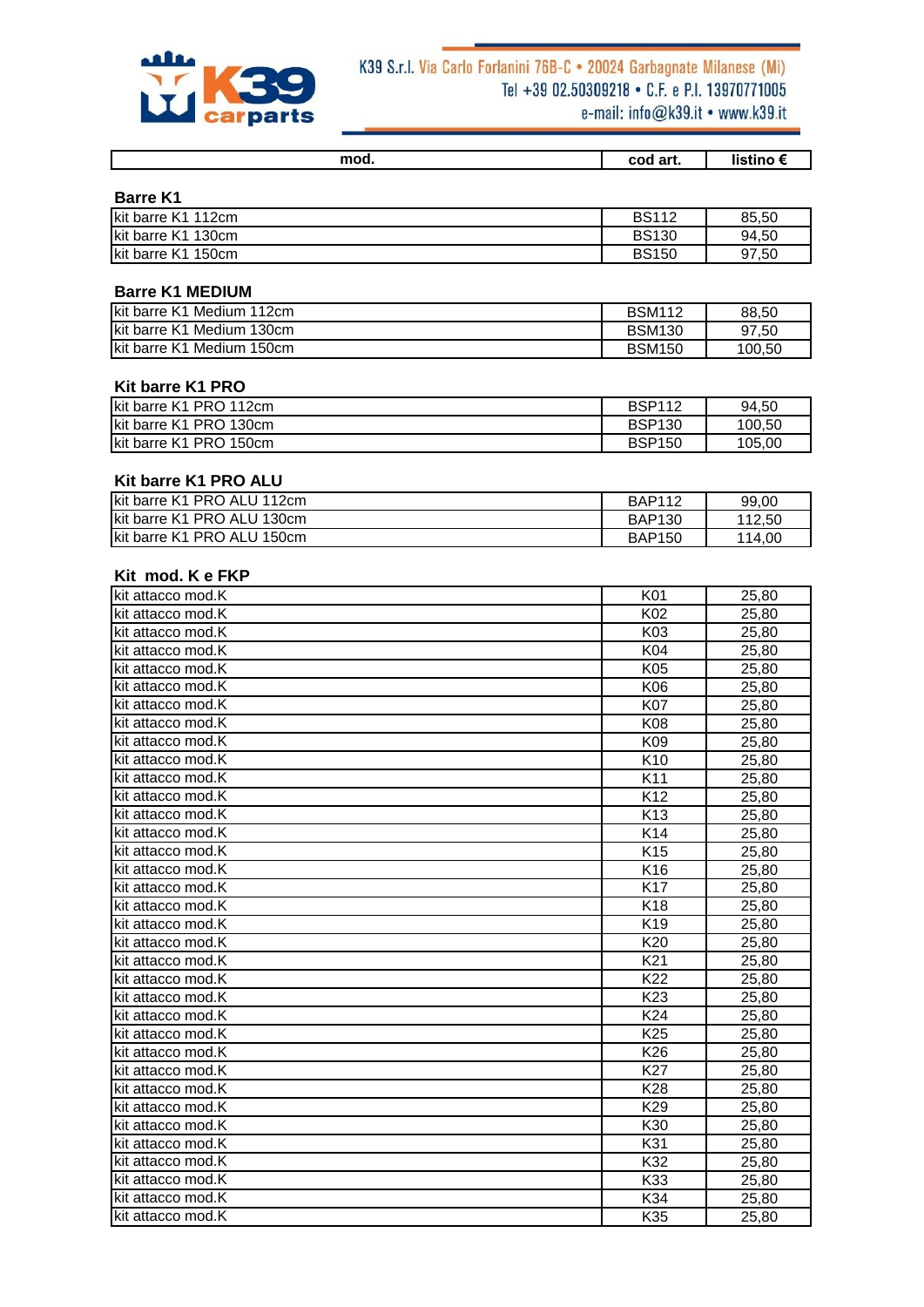K39 S.r.l. Via Carlo Forlanini 76B-C • 20024 Garbagnate Milanese (Mi)
Tel +39 02.50309218 • C.F. e P.I. 13970771005
e-mail: info@k39.it • www.k39.it

| mod. | cod art. | listino € |
|---|---|---|

**Barre K1**

| mod. | cod art. | listino € |
|---|---|---|
| kit barre K1 112cm | BS112 | 85,50 |
| kit barre K1 130cm | BS130 | 94,50 |
| kit barre K1 150cm | BS150 | 97,50 |

**Barre K1 MEDIUM**

| mod. | cod art. | listino € |
|---|---|---|
| kit barre K1 Medium 112cm | BSM112 | 88,50 |
| kit barre K1 Medium 130cm | BSM130 | 97,50 |
| kit barre K1 Medium 150cm | BSM150 | 100,50 |

**Kit barre K1 PRO**

| mod. | cod art. | listino € |
|---|---|---|
| kit barre K1 PRO 112cm | BSP112 | 94,50 |
| kit barre K1 PRO 130cm | BSP130 | 100,50 |
| kit barre K1 PRO 150cm | BSP150 | 105,00 |

**Kit barre K1 PRO ALU**

| mod. | cod art. | listino € |
|---|---|---|
| kit barre K1 PRO ALU 112cm | BAP112 | 99,00 |
| kit barre K1 PRO ALU 130cm | BAP130 | 112,50 |
| kit barre K1 PRO ALU 150cm | BAP150 | 114,00 |

**Kit mod. K e FKP**

| mod. | cod art. | listino € |
|---|---|---|
| kit attacco mod.K | K01 | 25,80 |
| kit attacco mod.K | K02 | 25,80 |
| kit attacco mod.K | K03 | 25,80 |
| kit attacco mod.K | K04 | 25,80 |
| kit attacco mod.K | K05 | 25,80 |
| kit attacco mod.K | K06 | 25,80 |
| kit attacco mod.K | K07 | 25,80 |
| kit attacco mod.K | K08 | 25,80 |
| kit attacco mod.K | K09 | 25,80 |
| kit attacco mod.K | K10 | 25,80 |
| kit attacco mod.K | K11 | 25,80 |
| kit attacco mod.K | K12 | 25,80 |
| kit attacco mod.K | K13 | 25,80 |
| kit attacco mod.K | K14 | 25,80 |
| kit attacco mod.K | K15 | 25,80 |
| kit attacco mod.K | K16 | 25,80 |
| kit attacco mod.K | K17 | 25,80 |
| kit attacco mod.K | K18 | 25,80 |
| kit attacco mod.K | K19 | 25,80 |
| kit attacco mod.K | K20 | 25,80 |
| kit attacco mod.K | K21 | 25,80 |
| kit attacco mod.K | K22 | 25,80 |
| kit attacco mod.K | K23 | 25,80 |
| kit attacco mod.K | K24 | 25,80 |
| kit attacco mod.K | K25 | 25,80 |
| kit attacco mod.K | K26 | 25,80 |
| kit attacco mod.K | K27 | 25,80 |
| kit attacco mod.K | K28 | 25,80 |
| kit attacco mod.K | K29 | 25,80 |
| kit attacco mod.K | K30 | 25,80 |
| kit attacco mod.K | K31 | 25,80 |
| kit attacco mod.K | K32 | 25,80 |
| kit attacco mod.K | K33 | 25,80 |
| kit attacco mod.K | K34 | 25,80 |
| kit attacco mod.K | K35 | 25,80 |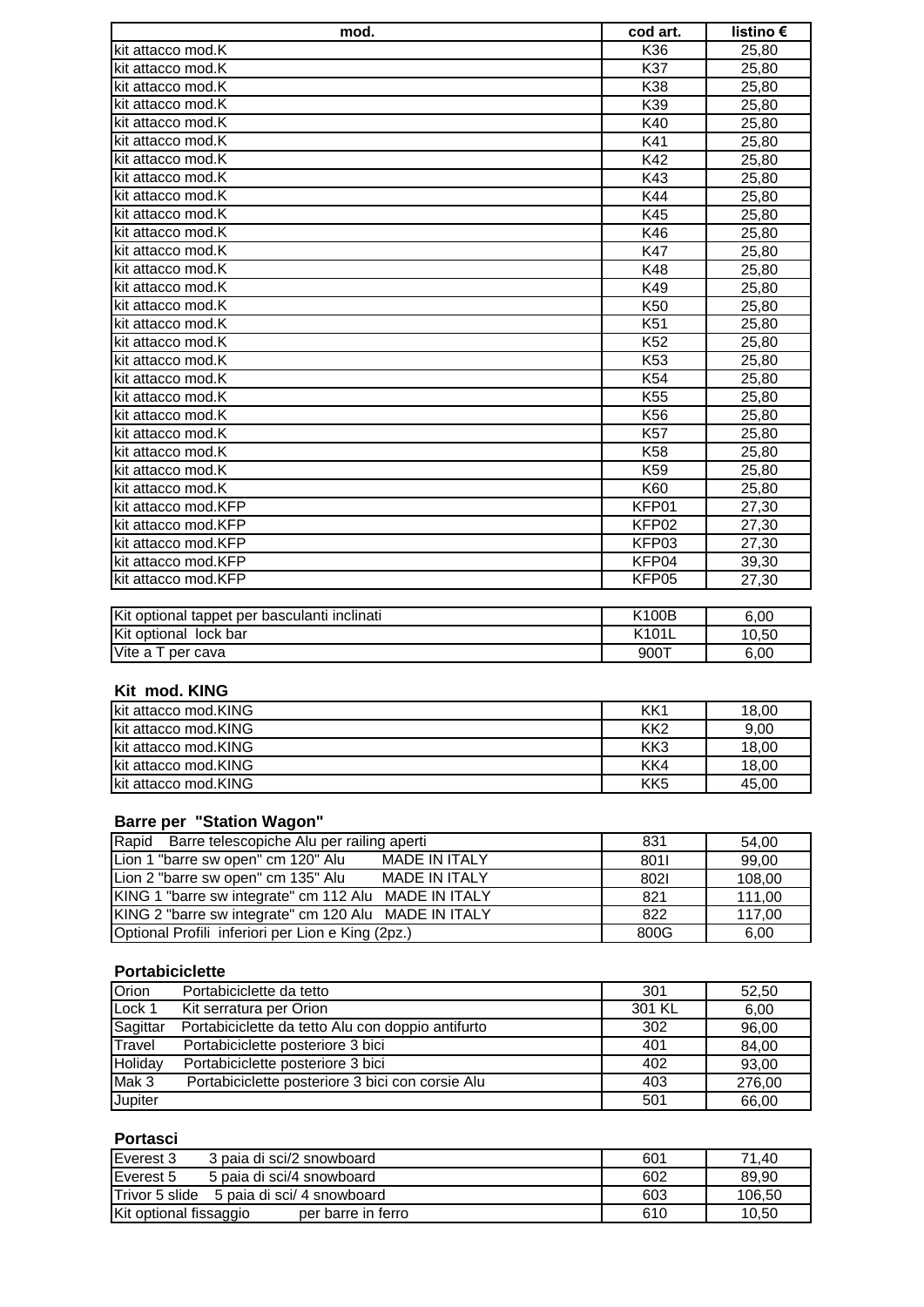| mod. | cod art. | listino € |
|---|---|---|
| kit attacco mod.K | K36 | 25,80 |
| kit attacco mod.K | K37 | 25,80 |
| kit attacco mod.K | K38 | 25,80 |
| kit attacco mod.K | K39 | 25,80 |
| kit attacco mod.K | K40 | 25,80 |
| kit attacco mod.K | K41 | 25,80 |
| kit attacco mod.K | K42 | 25,80 |
| kit attacco mod.K | K43 | 25,80 |
| kit attacco mod.K | K44 | 25,80 |
| kit attacco mod.K | K45 | 25,80 |
| kit attacco mod.K | K46 | 25,80 |
| kit attacco mod.K | K47 | 25,80 |
| kit attacco mod.K | K48 | 25,80 |
| kit attacco mod.K | K49 | 25,80 |
| kit attacco mod.K | K50 | 25,80 |
| kit attacco mod.K | K51 | 25,80 |
| kit attacco mod.K | K52 | 25,80 |
| kit attacco mod.K | K53 | 25,80 |
| kit attacco mod.K | K54 | 25,80 |
| kit attacco mod.K | K55 | 25,80 |
| kit attacco mod.K | K56 | 25,80 |
| kit attacco mod.K | K57 | 25,80 |
| kit attacco mod.K | K58 | 25,80 |
| kit attacco mod.K | K59 | 25,80 |
| kit attacco mod.K | K60 | 25,80 |
| kit attacco mod.KFP | KFP01 | 27,30 |
| kit attacco mod.KFP | KFP02 | 27,30 |
| kit attacco mod.KFP | KFP03 | 27,30 |
| kit attacco mod.KFP | KFP04 | 39,30 |
| kit attacco mod.KFP | KFP05 | 27,30 |

| | | |
|---|---|---|
| Kit optional tappet per basculanti inclinati | K100B | 6,00 |
| Kit optional lock bar | K101L | 10,50 |
| Vite a T per cava | 900T | 6,00 |

**Kit mod. KING**

| | | |
|---|---|---|
| kit attacco mod.KING | KK1 | 18,00 |
| kit attacco mod.KING | KK2 | 9,00 |
| kit attacco mod.KING | KK3 | 18,00 |
| kit attacco mod.KING | KK4 | 18,00 |
| kit attacco mod.KING | KK5 | 45,00 |

**Barre per "Station Wagon"**

| | | |
|---|---|---|
| Rapid Barre telescopiche Alu per railing aperti | 831 | 54,00 |
| Lion 1 "barre sw open" cm 120" Alu MADE IN ITALY | 801I | 99,00 |
| Lion 2 "barre sw open" cm 135" Alu MADE IN ITALY | 802I | 108,00 |
| KING 1 "barre sw integrate" cm 112 Alu MADE IN ITALY | 821 | 111,00 |
| KING 2 "barre sw integrate" cm 120 Alu MADE IN ITALY | 822 | 117,00 |
| Optional Profili inferiori per Lion e King (2pz.) | 800G | 6,00 |

**Portabiciclette**

| | | |
|---|---|---|
| Orion Portabiciclette da tetto | 301 | 52,50 |
| Lock 1 Kit serratura per Orion | 301 KL | 6,00 |
| Sagittar Portabiciclette da tetto Alu con doppio antifurto | 302 | 96,00 |
| Travel Portabiciclette posteriore 3 bici | 401 | 84,00 |
| Holiday Portabiciclette posteriore 3 bici | 402 | 93,00 |
| Mak 3 Portabiciclette posteriore 3 bici con corsie Alu | 403 | 276,00 |
| Jupiter | 501 | 66,00 |

**Portasci**

| | | |
|---|---|---|
| Everest 3 3 paia di sci/2 snowboard | 601 | 71,40 |
| Everest 5 5 paia di sci/4 snowboard | 602 | 89,90 |
| Trivor 5 slide 5 paia di sci/ 4 snowboard | 603 | 106,50 |
| Kit optional fissaggio per barre in ferro | 610 | 10,50 |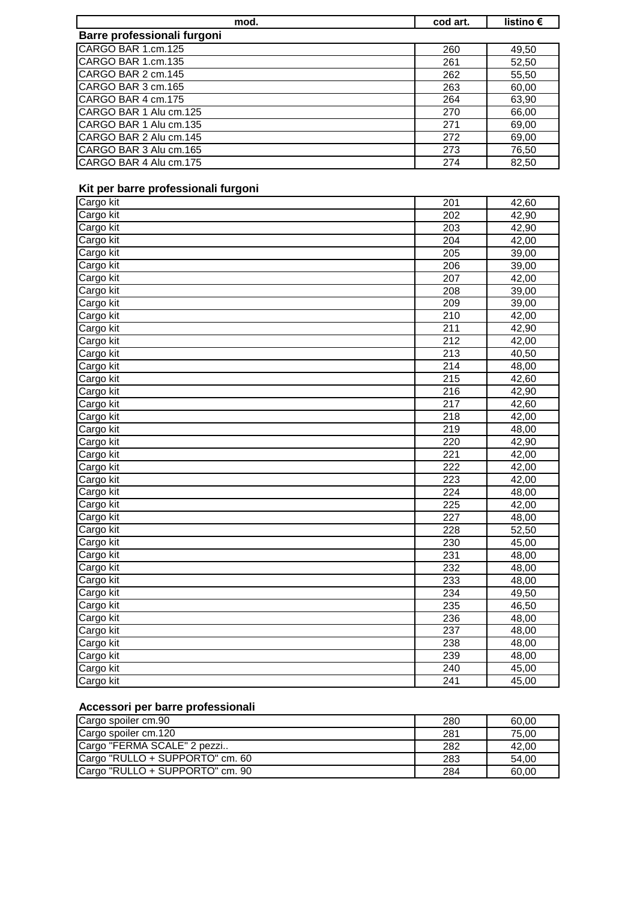| mod. | cod art. | listino € |
|---|---|---|
| **Barre professionali furgoni** | | |
| CARGO BAR 1.cm.125 | 260 | 49,50 |
| CARGO BAR 1.cm.135 | 261 | 52,50 |
| CARGO BAR 2 cm.145 | 262 | 55,50 |
| CARGO BAR 3 cm.165 | 263 | 60,00 |
| CARGO BAR 4 cm.175 | 264 | 63,90 |
| CARGO BAR 1 Alu cm.125 | 270 | 66,00 |
| CARGO BAR 1 Alu cm.135 | 271 | 69,00 |
| CARGO BAR 2 Alu cm.145 | 272 | 69,00 |
| CARGO BAR 3 Alu cm.165 | 273 | 76,50 |
| CARGO BAR 4 Alu cm.175 | 274 | 82,50 |

**Kit per barre professionali furgoni**

| | | |
|---|---|---|
| Cargo kit | 201 | 42,60 |
| Cargo kit | 202 | 42,90 |
| Cargo kit | 203 | 42,90 |
| Cargo kit | 204 | 42,00 |
| Cargo kit | 205 | 39,00 |
| Cargo kit | 206 | 39,00 |
| Cargo kit | 207 | 42,00 |
| Cargo kit | 208 | 39,00 |
| Cargo kit | 209 | 39,00 |
| Cargo kit | 210 | 42,00 |
| Cargo kit | 211 | 42,90 |
| Cargo kit | 212 | 42,00 |
| Cargo kit | 213 | 40,50 |
| Cargo kit | 214 | 48,00 |
| Cargo kit | 215 | 42,60 |
| Cargo kit | 216 | 42,90 |
| Cargo kit | 217 | 42,60 |
| Cargo kit | 218 | 42,00 |
| Cargo kit | 219 | 48,00 |
| Cargo kit | 220 | 42,90 |
| Cargo kit | 221 | 42,00 |
| Cargo kit | 222 | 42,00 |
| Cargo kit | 223 | 42,00 |
| Cargo kit | 224 | 48,00 |
| Cargo kit | 225 | 42,00 |
| Cargo kit | 227 | 48,00 |
| Cargo kit | 228 | 52,50 |
| Cargo kit | 230 | 45,00 |
| Cargo kit | 231 | 48,00 |
| Cargo kit | 232 | 48,00 |
| Cargo kit | 233 | 48,00 |
| Cargo kit | 234 | 49,50 |
| Cargo kit | 235 | 46,50 |
| Cargo kit | 236 | 48,00 |
| Cargo kit | 237 | 48,00 |
| Cargo kit | 238 | 48,00 |
| Cargo kit | 239 | 48,00 |
| Cargo kit | 240 | 45,00 |
| Cargo kit | 241 | 45,00 |

**Accessori per barre professionali**

| | | |
|---|---|---|
| Cargo spoiler cm.90 | 280 | 60,00 |
| Cargo spoiler cm.120 | 281 | 75,00 |
| Cargo "FERMA SCALE" 2 pezzi.. | 282 | 42,00 |
| Cargo "RULLO + SUPPORTO" cm. 60 | 283 | 54,00 |
| Cargo "RULLO + SUPPORTO" cm. 90 | 284 | 60,00 |